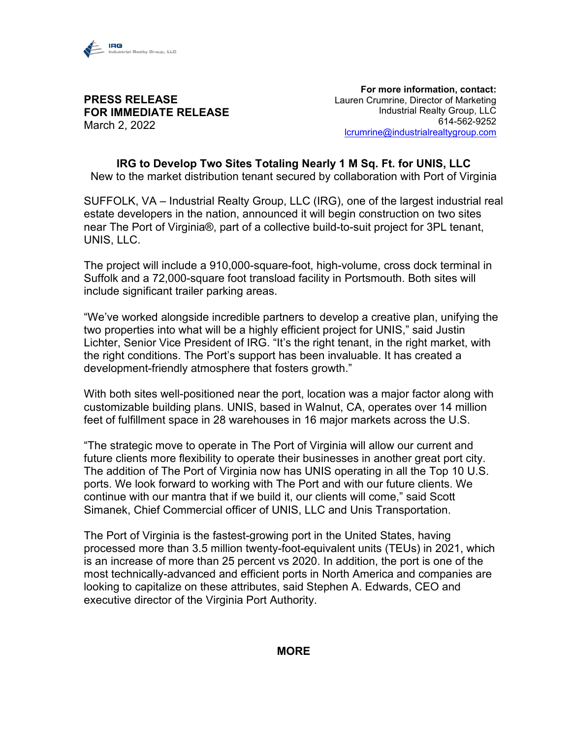IRG
Industrial Realty Group, LLC

**For more information, contact:**
Lauren Crumrine, Director of Marketing
Industrial Realty Group, LLC
614-562-9252
lcrumrine@industrialrealtygroup.com

**PRESS RELEASE**
**FOR IMMEDIATE RELEASE**
March 2, 2022

## IRG to Develop Two Sites Totaling Nearly 1 M Sq. Ft. for UNIS, LLC

New to the market distribution tenant secured by collaboration with Port of Virginia

SUFFOLK, VA – Industrial Realty Group, LLC (IRG), one of the largest industrial real estate developers in the nation, announced it will begin construction on two sites near The Port of Virginia®, part of a collective build-to-suit project for 3PL tenant, UNIS, LLC.

The project will include a 910,000-square-foot, high-volume, cross dock terminal in Suffolk and a 72,000-square foot transload facility in Portsmouth. Both sites will include significant trailer parking areas.

"We've worked alongside incredible partners to develop a creative plan, unifying the two properties into what will be a highly efficient project for UNIS," said Justin Lichter, Senior Vice President of IRG. "It's the right tenant, in the right market, with the right conditions. The Port's support has been invaluable. It has created a development-friendly atmosphere that fosters growth."

With both sites well-positioned near the port, location was a major factor along with customizable building plans. UNIS, based in Walnut, CA, operates over 14 million feet of fulfillment space in 28 warehouses in 16 major markets across the U.S.

"The strategic move to operate in The Port of Virginia will allow our current and future clients more flexibility to operate their businesses in another great port city. The addition of The Port of Virginia now has UNIS operating in all the Top 10 U.S. ports. We look forward to working with The Port and with our future clients. We continue with our mantra that if we build it, our clients will come," said Scott Simanek, Chief Commercial officer of UNIS, LLC and Unis Transportation.

The Port of Virginia is the fastest-growing port in the United States, having processed more than 3.5 million twenty-foot-equivalent units (TEUs) in 2021, which is an increase of more than 25 percent vs 2020. In addition, the port is one of the most technically-advanced and efficient ports in North America and companies are looking to capitalize on these attributes, said Stephen A. Edwards, CEO and executive director of the Virginia Port Authority.

**MORE**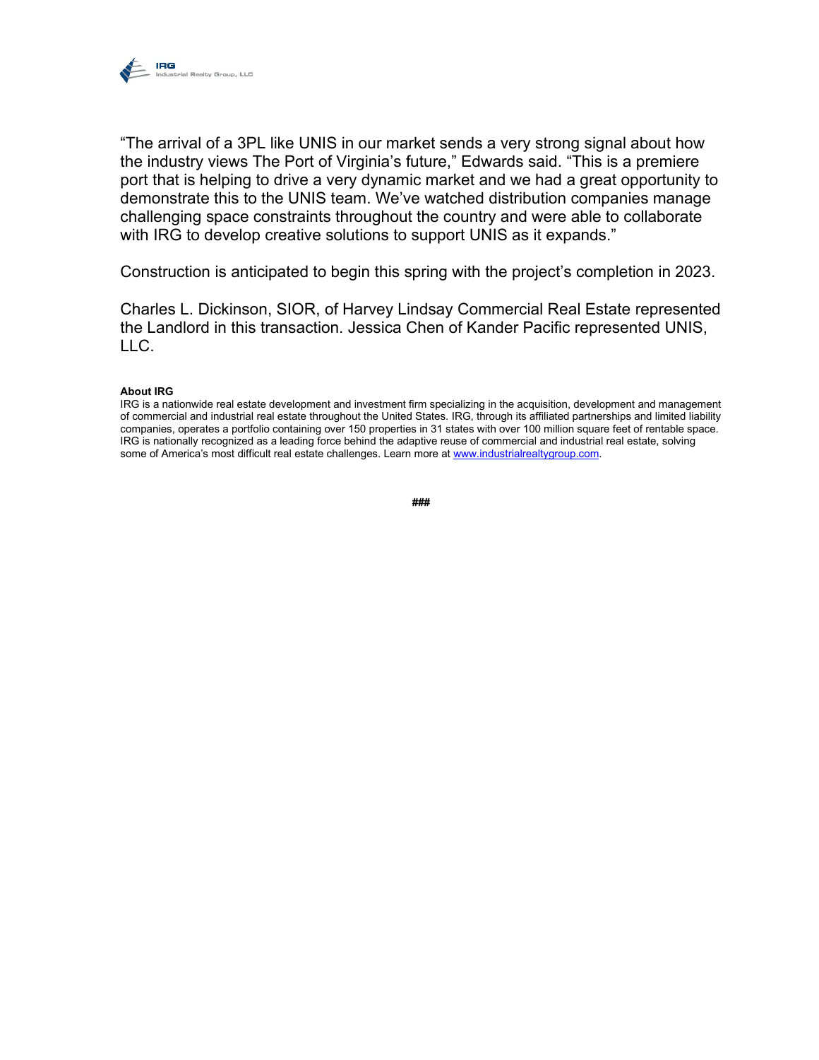"The arrival of a 3PL like UNIS in our market sends a very strong signal about how the industry views The Port of Virginia's future," Edwards said. "This is a premiere port that is helping to drive a very dynamic market and we had a great opportunity to demonstrate this to the UNIS team. We've watched distribution companies manage challenging space constraints throughout the country and were able to collaborate with IRG to develop creative solutions to support UNIS as it expands."

Construction is anticipated to begin this spring with the project's completion in 2023.

Charles L. Dickinson, SIOR, of Harvey Lindsay Commercial Real Estate represented the Landlord in this transaction. Jessica Chen of Kander Pacific represented UNIS, LLC.

**About IRG**

IRG is a nationwide real estate development and investment firm specializing in the acquisition, development and management of commercial and industrial real estate throughout the United States. IRG, through its affiliated partnerships and limited liability companies, operates a portfolio containing over 150 properties in 31 states with over 100 million square feet of rentable space. IRG is nationally recognized as a leading force behind the adaptive reuse of commercial and industrial real estate, solving some of America's most difficult real estate challenges. Learn more at www.industrialrealtygroup.com.

###